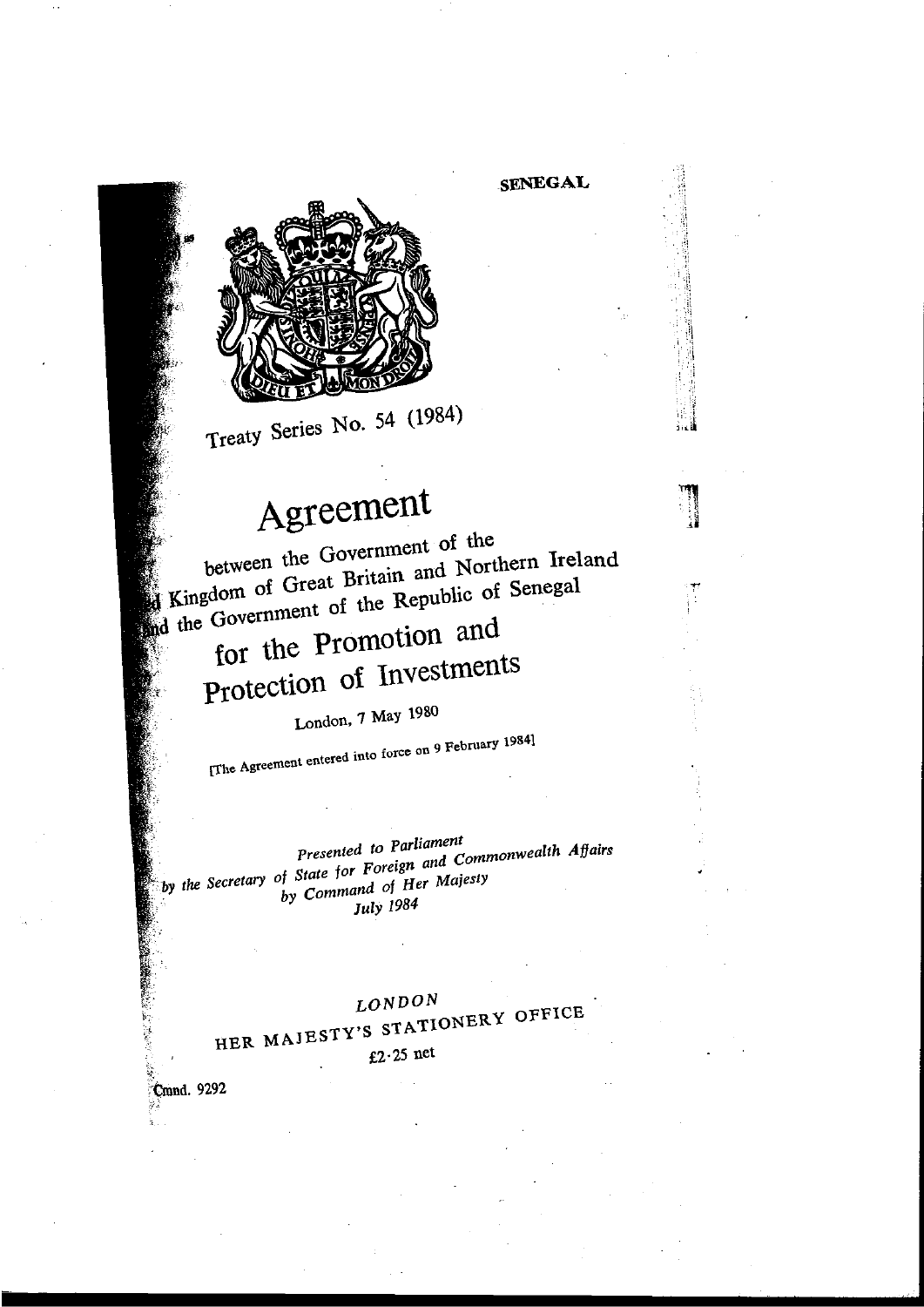SENEGAL

Treaty Series No. 54 (1984)

# Agreement

between the Government of the United Kingdom of Great Britain and Northern Ireland and the Government of the Republic of Senegal

## for the Promotion and Protection of Investments

London, 7 May 1980

[The Agreement entered into force on 9 February 1984]

*Presented to Parliament by the Secretary of State for Foreign and Commonwealth Affairs by Command of Her Majesty July 1984*

*LONDON*

HER MAJESTY'S STATIONERY OFFICE

£2·25 net

Cmnd. 9292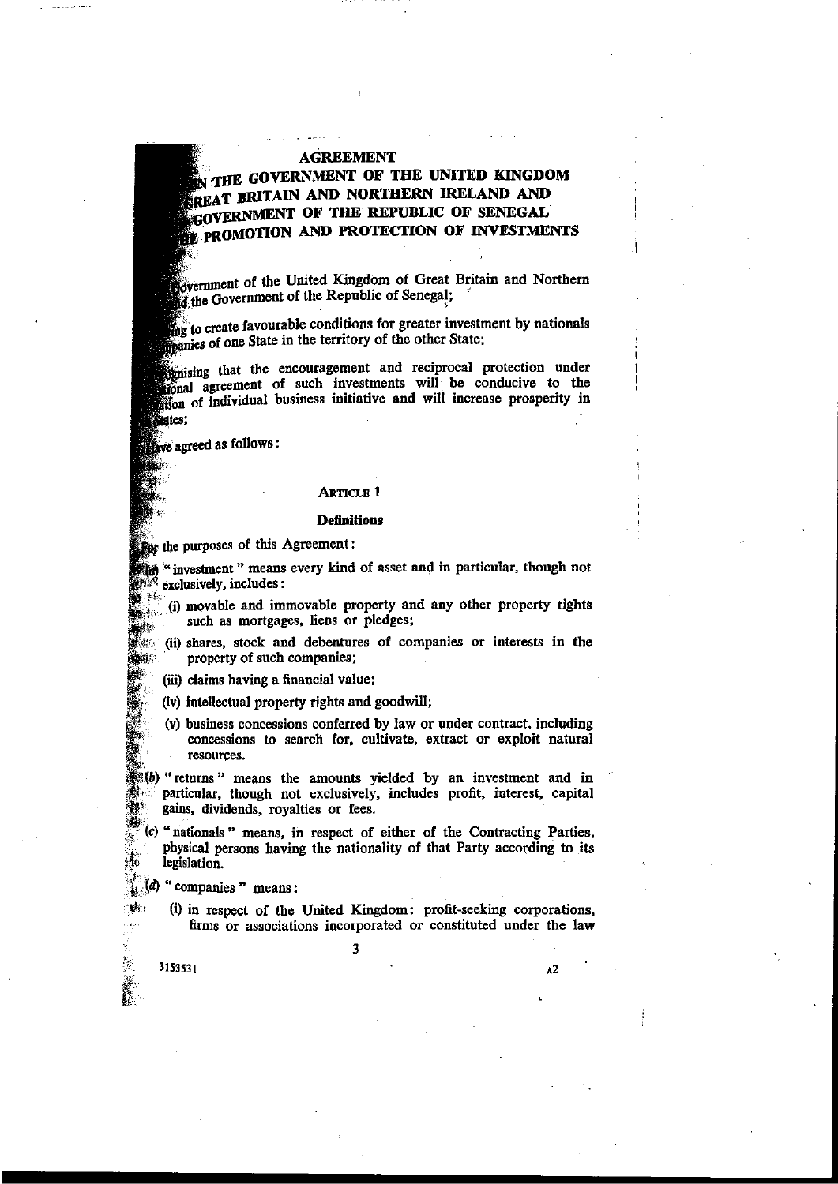**AGREEMENT**

**BETWEEN THE GOVERNMENT OF THE UNITED KINGDOM OF GREAT BRITAIN AND NORTHERN IRELAND AND THE GOVERNMENT OF THE REPUBLIC OF SENEGAL FOR THE PROMOTION AND PROTECTION OF INVESTMENTS**

The Government of the United Kingdom of Great Britain and Northern Ireland and the Government of the Republic of Senegal;

Desiring to create favourable conditions for greater investment by nationals and companies of one State in the territory of the other State;

Recognising that the encouragement and reciprocal protection under international agreement of such investments will be conducive to the stimulation of individual business initiative and will increase prosperity in both States;

Have agreed as follows:

ARTICLE 1

**Definitions**

For the purposes of this Agreement:

(a) "investment" means every kind of asset and in particular, though not exclusively, includes:

(i) movable and immovable property and any other property rights such as mortgages, liens or pledges;

(ii) shares, stock and debentures of companies or interests in the property of such companies;

(iii) claims having a financial value;

(iv) intellectual property rights and goodwill;

(v) business concessions conferred by law or under contract, including concessions to search for, cultivate, extract or exploit natural resources.

(b) "returns" means the amounts yielded by an investment and in particular, though not exclusively, includes profit, interest, capital gains, dividends, royalties or fees.

(c) "nationals" means, in respect of either of the Contracting Parties, physical persons having the nationality of that Party according to its legislation.

(d) "companies" means:

(i) in respect of the United Kingdom: profit-seeking corporations, firms or associations incorporated or constituted under the law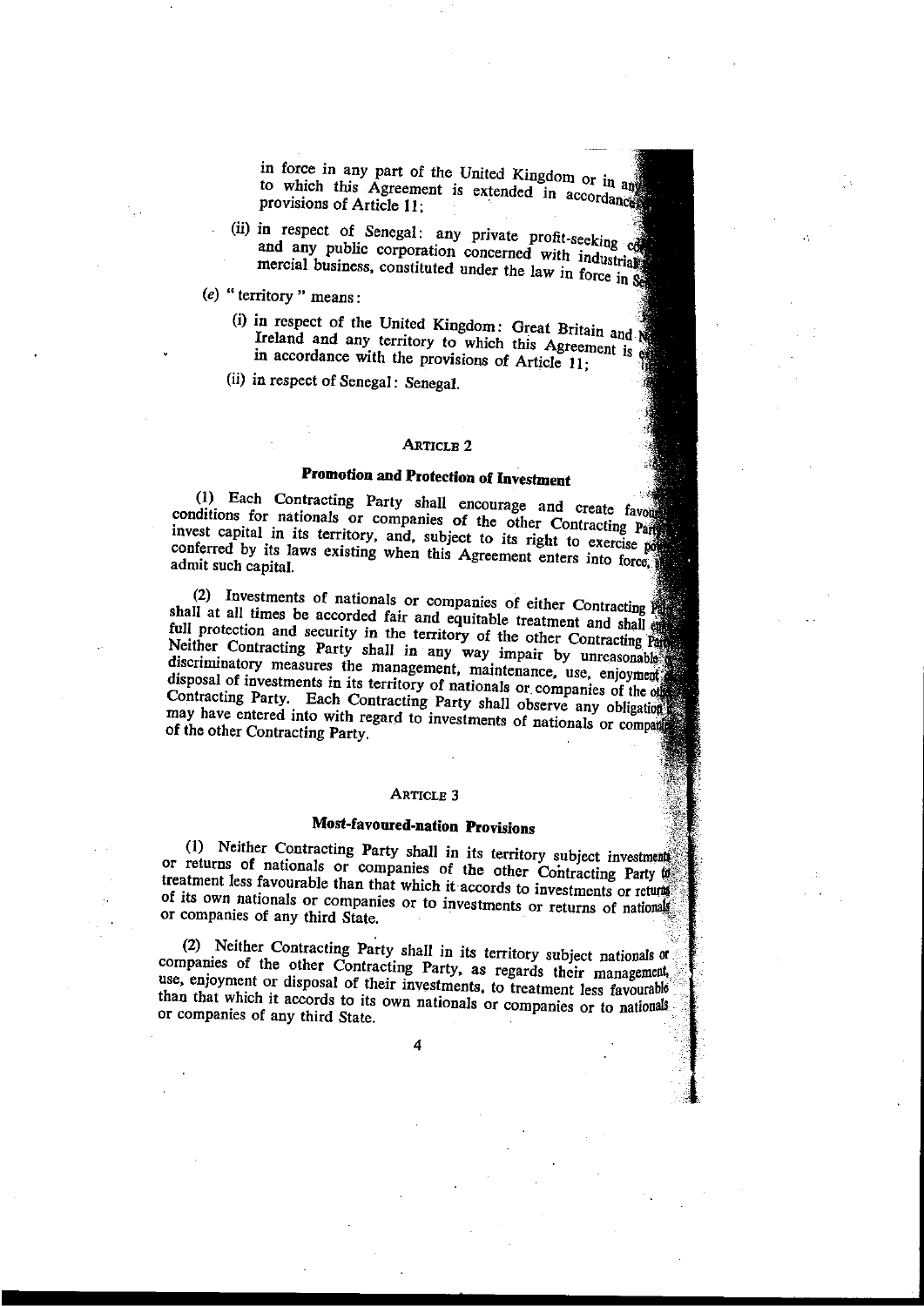in force in any part of the United Kingdom or in any territory to which this Agreement is extended in accordance with the provisions of Article 11;

(ii) in respect of Senegal: any private profit-seeking company and any public corporation concerned with industrial or commercial business, constituted under the law in force in Senegal.

(e) " territory " means:

(i) in respect of the United Kingdom: Great Britain and Northern Ireland and any territory to which this Agreement is extended in accordance with the provisions of Article 11;

(ii) in respect of Senegal: Senegal.

## ARTICLE 2

### Promotion and Protection of Investment

(1) Each Contracting Party shall encourage and create favourable conditions for nationals or companies of the other Contracting Party to invest capital in its territory, and, subject to its right to exercise powers conferred by its laws existing when this Agreement enters into force, shall admit such capital.

(2) Investments of nationals or companies of either Contracting Party shall at all times be accorded fair and equitable treatment and shall enjoy full protection and security in the territory of the other Contracting Party. Neither Contracting Party shall in any way impair by unreasonable or discriminatory measures the management, maintenance, use, enjoyment or disposal of investments in its territory of nationals or companies of the other Contracting Party. Each Contracting Party shall observe any obligation it may have entered into with regard to investments of nationals or companies of the other Contracting Party.

## ARTICLE 3

### Most-favoured-nation Provisions

(1) Neither Contracting Party shall in its territory subject investments or returns of nationals or companies of the other Contracting Party to treatment less favourable than that which it accords to investments or returns of its own nationals or companies or to investments or returns of nationals or companies of any third State.

(2) Neither Contracting Party shall in its territory subject nationals or companies of the other Contracting Party, as regards their management, use, enjoyment or disposal of their investments, to treatment less favourable than that which it accords to its own nationals or companies or to nationals or companies of any third State.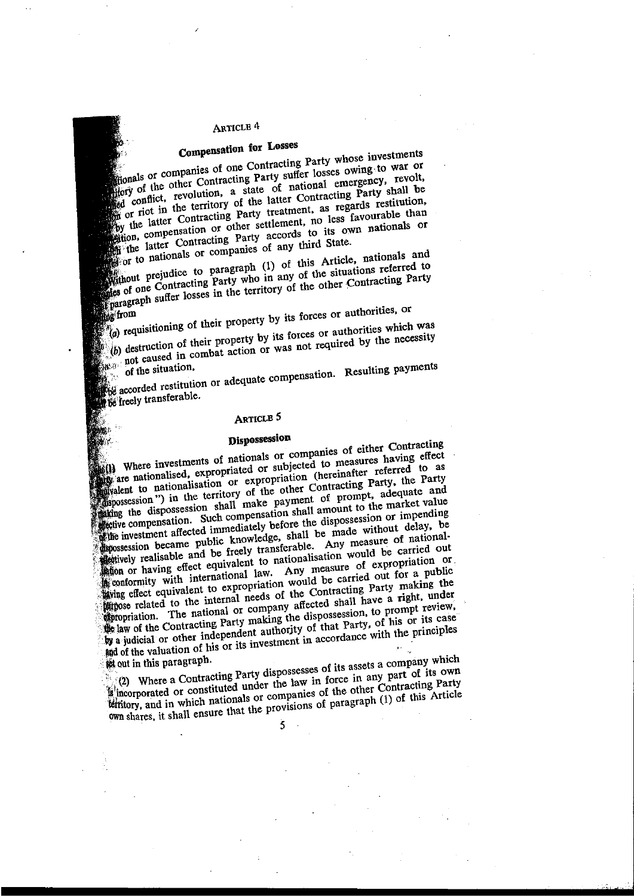### Article 4

#### Compensation for Losses

(1) Nationals or companies of one Contracting Party whose investments in the territory of the other Contracting Party suffer losses owing to war or other armed conflict, revolution, a state of national emergency, revolt, insurrection or riot in the territory of the latter Contracting Party shall be accorded by the latter Contracting Party treatment, as regards restitution, indemnification, compensation or other settlement, no less favourable than that which the latter Contracting Party accords to its own nationals or companies or to nationals or companies of any third State.

(2) Without prejudice to paragraph (1) of this Article, nationals and companies of one Contracting Party who in any of the situations referred to in that paragraph suffer losses in the territory of the other Contracting Party resulting from

(a) requisitioning of their property by its forces or authorities, or

(b) destruction of their property by its forces or authorities which was not caused in combat action or was not required by the necessity of the situation,

shall be accorded restitution or adequate compensation. Resulting payments shall be freely transferable.

### Article 5

#### Dispossession

(1) Where investments of nationals or companies of either Contracting Party are nationalised, expropriated or subjected to measures having effect equivalent to nationalisation or expropriation (hereinafter referred to as "dispossession") in the territory of the other Contracting Party, the Party making the dispossession shall make payment of prompt, adequate and effective compensation. Such compensation shall amount to the market value of the investment affected immediately before the dispossession or impending dispossession became public knowledge, shall be made without delay, be effectively realisable and be freely transferable. Any measure of nationalisation or having effect equivalent to nationalisation would be carried out in conformity with international law. Any measure of expropriation or having effect equivalent to expropriation would be carried out for a public purpose related to the internal needs of the Contracting Party making the expropriation. The national or company affected shall have a right, under the law of the Contracting Party making the dispossession, to prompt review, by a judicial or other independent authority of that Party, of his or its case and of the valuation of his or its investment in accordance with the principles set out in this paragraph.

(2) Where a Contracting Party dispossesses of its assets a company which is incorporated or constituted under the law in force in any part of its own territory, and in which nationals or companies of the other Contracting Party own shares, it shall ensure that the provisions of paragraph (1) of this Article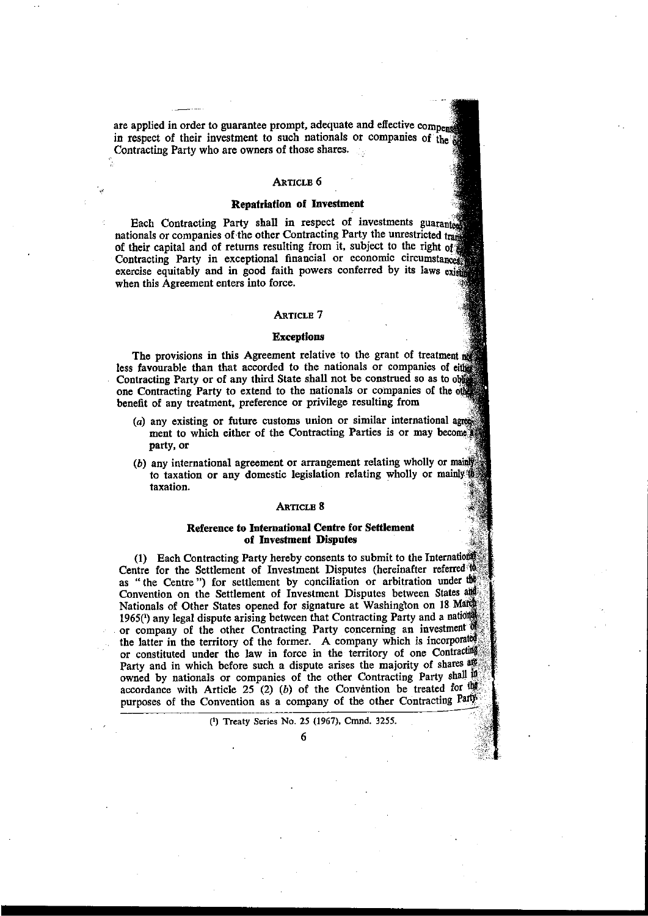are applied in order to guarantee prompt, adequate and effective compensation in respect of their investment to such nationals or companies of the other Contracting Party who are owners of those shares.

## Article 6

### Repatriation of Investment

Each Contracting Party shall in respect of investments guarantee to nationals or companies of the other Contracting Party the unrestricted transfer of their capital and of returns resulting from it, subject to the right of each Contracting Party in exceptional financial or economic circumstances to exercise equitably and in good faith powers conferred by its laws existing when this Agreement enters into force.

## Article 7

### Exceptions

The provisions in this Agreement relative to the grant of treatment not less favourable than that accorded to the nationals or companies of either Contracting Party or of any third State shall not be construed so as to oblige one Contracting Party to extend to the nationals or companies of the other the benefit of any treatment, preference or privilege resulting from

(*a*) any existing or future customs union or similar international agreement to which either of the Contracting Parties is or may become a party, or

(*b*) any international agreement or arrangement relating wholly or mainly to taxation or any domestic legislation relating wholly or mainly to taxation.

## Article 8

### Reference to International Centre for Settlement of Investment Disputes

(1) Each Contracting Party hereby consents to submit to the International Centre for the Settlement of Investment Disputes (hereinafter referred to as "the Centre") for settlement by conciliation or arbitration under the Convention on the Settlement of Investment Disputes between States and Nationals of Other States opened for signature at Washington on 18 March 1965[1] any legal dispute arising between that Contracting Party and a national or company of the other Contracting Party concerning an investment of the latter in the territory of the former. A company which is incorporated or constituted under the law in force in the territory of one Contracting Party and in which before such a dispute arises the majority of shares are owned by nationals or companies of the other Contracting Party shall in accordance with Article 25 (2) (*b*) of the Convention be treated for the purposes of the Convention as a company of the other Contracting Party.

[1] Treaty Series No. 25 (1967), Cmnd. 3255.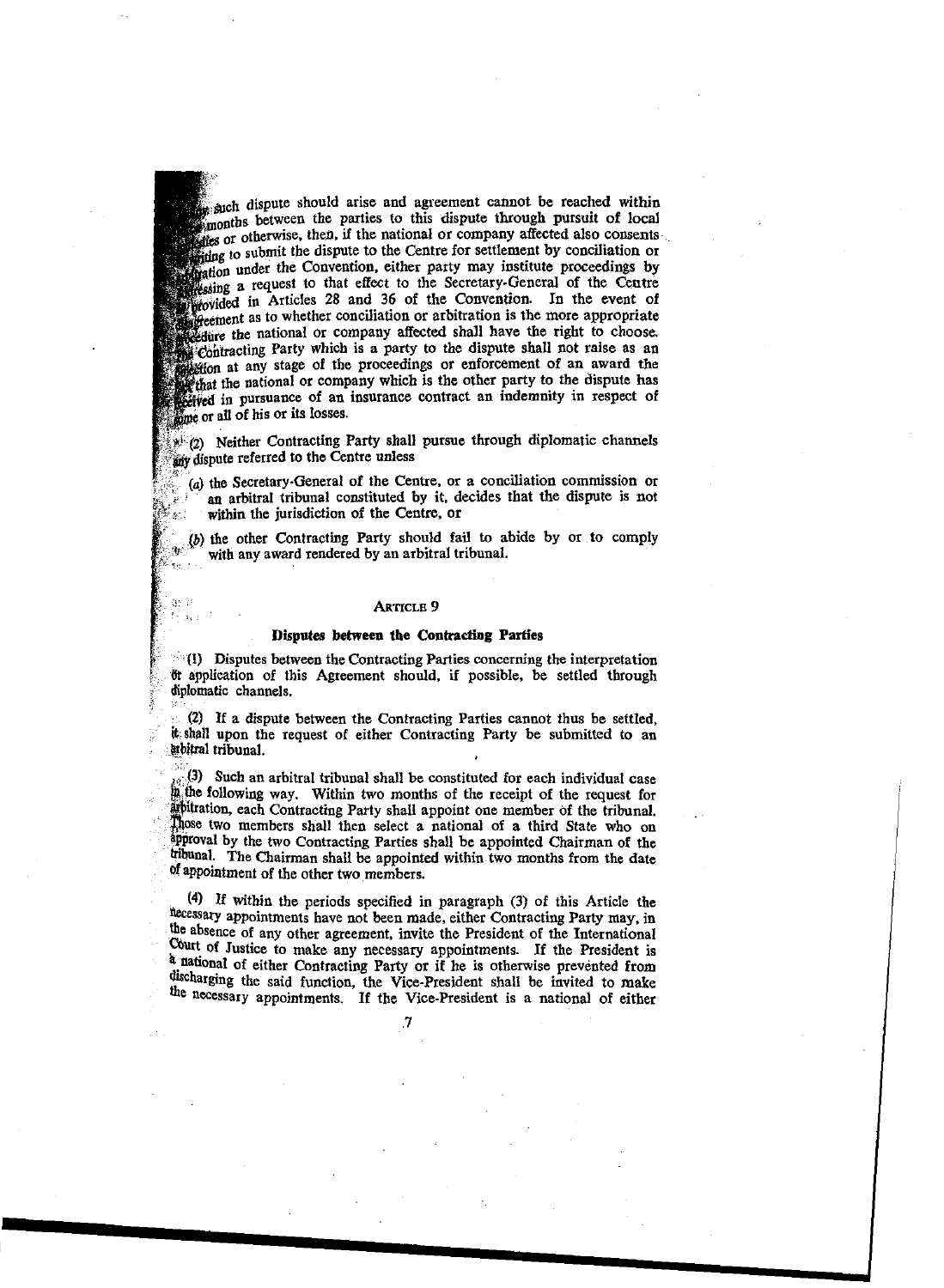such dispute should arise and agreement cannot be reached within months between the parties to this dispute through pursuit of local remedies or otherwise, then, if the national or company affected also consents in writing to submit the dispute to the Centre for settlement by conciliation or arbitration under the Convention, either party may institute proceedings by addressing a request to that effect to the Secretary-General of the Centre as provided in Articles 28 and 36 of the Convention. In the event of disagreement as to whether conciliation or arbitration is the more appropriate procedure the national or company affected shall have the right to choose. The Contracting Party which is a party to the dispute shall not raise as an objection at any stage of the proceedings or enforcement of an award the fact that the national or company which is the other party to the dispute has received in pursuance of an insurance contract an indemnity in respect of some or all of his or its losses.

(2) Neither Contracting Party shall pursue through diplomatic channels any dispute referred to the Centre unless

(a) the Secretary-General of the Centre, or a conciliation commission or an arbitral tribunal constituted by it, decides that the dispute is not within the jurisdiction of the Centre, or

(b) the other Contracting Party should fail to abide by or to comply with any award rendered by an arbitral tribunal.

## ARTICLE 9

### Disputes between the Contracting Parties

(1) Disputes between the Contracting Parties concerning the interpretation or application of this Agreement should, if possible, be settled through diplomatic channels.

(2) If a dispute between the Contracting Parties cannot thus be settled, it shall upon the request of either Contracting Party be submitted to an arbitral tribunal.

(3) Such an arbitral tribunal shall be constituted for each individual case in the following way. Within two months of the receipt of the request for arbitration, each Contracting Party shall appoint one member of the tribunal. Those two members shall then select a national of a third State who on approval by the two Contracting Parties shall be appointed Chairman of the tribunal. The Chairman shall be appointed within two months from the date of appointment of the other two members.

(4) If within the periods specified in paragraph (3) of this Article the necessary appointments have not been made, either Contracting Party may, in the absence of any other agreement, invite the President of the International Court of Justice to make any necessary appointments. If the President is a national of either Contracting Party or if he is otherwise prevented from discharging the said function, the Vice-President shall be invited to make the necessary appointments. If the Vice-President is a national of either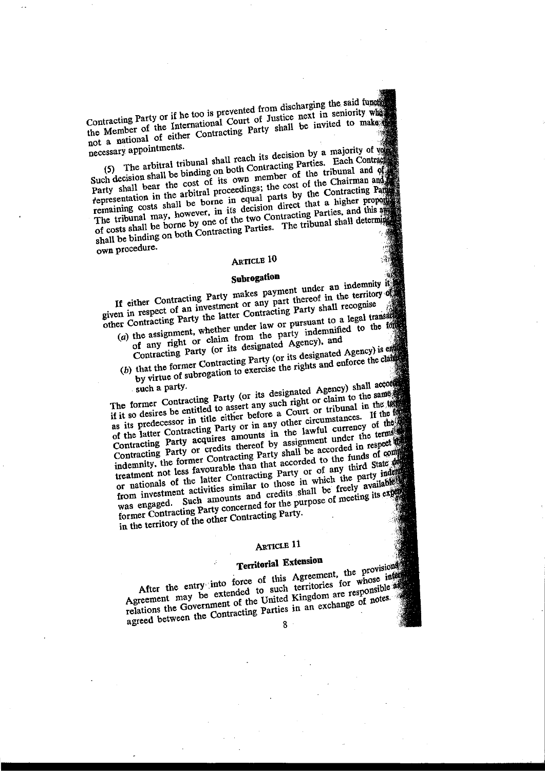Contracting Party or if he too is prevented from discharging the said function the Member of the International Court of Justice next in seniority who is not a national of either Contracting Party shall be invited to make the necessary appointments.

(5) The arbitral tribunal shall reach its decision by a majority of votes. Such decision shall be binding on both Contracting Parties. Each Contracting Party shall bear the cost of its own member of the tribunal and of its representation in the arbitral proceedings; the cost of the Chairman and the remaining costs shall be borne in equal parts by the Contracting Parties. The tribunal may, however, in its decision direct that a higher proportion of costs shall be borne by one of the two Contracting Parties, and this award shall be binding on both Contracting Parties. The tribunal shall determine its own procedure.

## ARTICLE 10

### Subrogation

If either Contracting Party makes payment under an indemnity it has given in respect of an investment or any part thereof in the territory of the other Contracting Party the latter Contracting Party shall recognise

(*a*) the assignment, whether under law or pursuant to a legal transaction, of any right or claim from the party indemnified to the former Contracting Party (or its designated Agency), and

(*b*) that the former Contracting Party (or its designated Agency) is entitled by virtue of subrogation to exercise the rights and enforce the claims of such a party.

The former Contracting Party (or its designated Agency) shall accordingly if it so desires be entitled to assert any such right or claim to the same extent as its predecessor in title either before a Court or tribunal in the territory of the latter Contracting Party or in any other circumstances. If the former Contracting Party acquires amounts in the lawful currency of the other Contracting Party or credits thereof by assignment under the terms of an indemnity, the former Contracting Party shall be accorded in respect thereof treatment not less favourable than that accorded to the funds of companies or nationals of the latter Contracting Party or of any third State deriving from investment activities similar to those in which the party indemnified was engaged. Such amounts and credits shall be freely available to the former Contracting Party concerned for the purpose of meeting its expenditure in the territory of the other Contracting Party.

## ARTICLE 11

### Territorial Extension

After the entry into force of this Agreement, the provisions of this Agreement may be extended to such territories for whose international relations the Government of the United Kingdom are responsible as may be agreed between the Contracting Parties in an exchange of notes.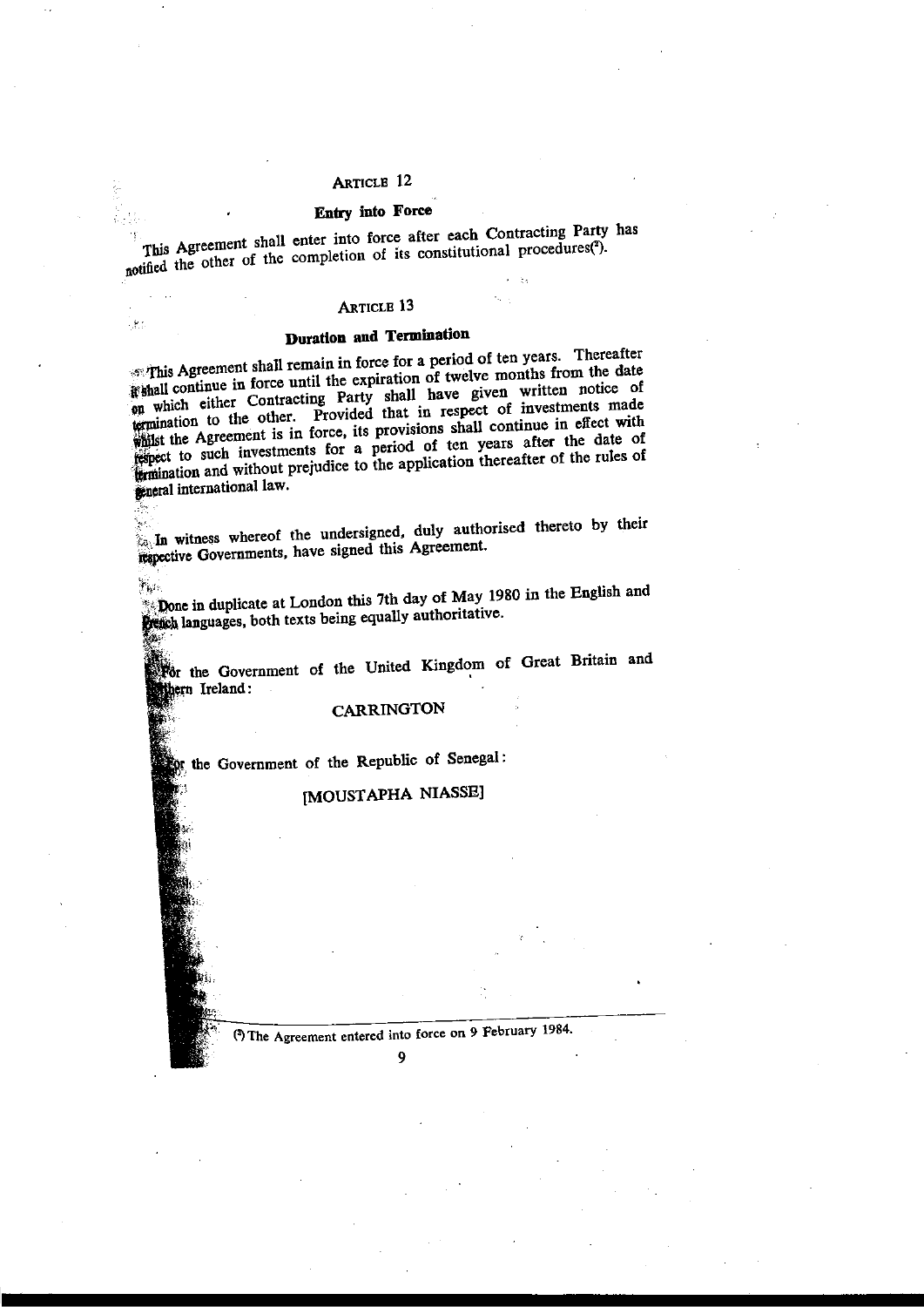## ARTICLE 12

### Entry into Force

This Agreement shall enter into force after each Contracting Party has notified the other of the completion of its constitutional procedures[2].

## ARTICLE 13

### Duration and Termination

This Agreement shall remain in force for a period of ten years. Thereafter it shall continue in force until the expiration of twelve months from the date on which either Contracting Party shall have given written notice of termination to the other. Provided that in respect of investments made whilst the Agreement is in force, its provisions shall continue in effect with respect to such investments for a period of ten years after the date of termination and without prejudice to the application thereafter of the rules of general international law.

In witness whereof the undersigned, duly authorised thereto by their respective Governments, have signed this Agreement.

Done in duplicate at London this 7th day of May 1980 in the English and French languages, both texts being equally authoritative.

For the Government of the United Kingdom of Great Britain and Northern Ireland:

CARRINGTON

For the Government of the Republic of Senegal:

[MOUSTAPHA NIASSE]

---

[2] The Agreement entered into force on 9 February 1984.